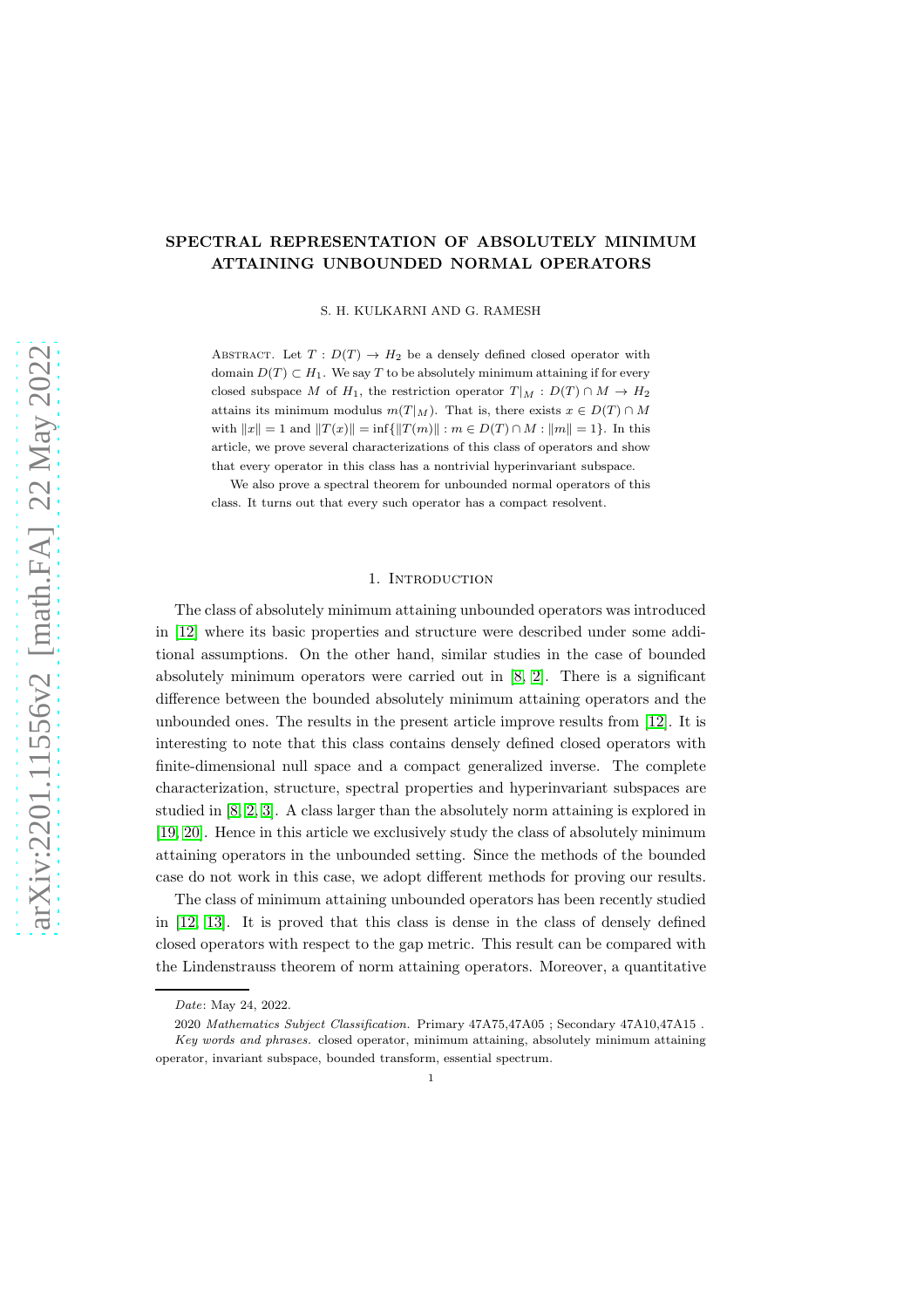# SPECTRAL REPRESENTATION OF ABSOLUTELY MINIMUM ATTAINING UNBOUNDED NORMAL OPERATORS

S. H. KULKARNI AND G. RAMESH

Abstract. Let $T : D(T) \to H_2$ be a densely defined closed operator with domain $D(T) \subset H_1$. We say $T$ to be absolutely minimum attaining if for every closed subspace $M$ of $H_1$, the restriction operator $T|_M : D(T) \cap M \to H_2$ attains its minimum modulus $m(T|_M)$. That is, there exists $x \in D(T) \cap M$ with $\|x\| = 1$ and $\|T(x)\| = \inf\{\|T(m)\| : m \in D(T) \cap M : \|m\| = 1\}$. In this article, we prove several characterizations of this class of operators and show that every operator in this class has a nontrivial hyperinvariant subspace.

We also prove a spectral theorem for unbounded normal operators of this class. It turns out that every such operator has a compact resolvent.

## 1. Introduction

The class of absolutely minimum attaining unbounded operators was introduced in [12] where its basic properties and structure were described under some additional assumptions. On the other hand, similar studies in the case of bounded absolutely minimum operators were carried out in [8, 2]. There is a significant difference between the bounded absolutely minimum attaining operators and the unbounded ones. The results in the present article improve results from [12]. It is interesting to note that this class contains densely defined closed operators with finite-dimensional null space and a compact generalized inverse. The complete characterization, structure, spectral properties and hyperinvariant subspaces are studied in [8, 2, 3]. A class larger than the absolutely norm attaining is explored in [19, 20]. Hence in this article we exclusively study the class of absolutely minimum attaining operators in the unbounded setting. Since the methods of the bounded case do not work in this case, we adopt different methods for proving our results.

The class of minimum attaining unbounded operators has been recently studied in [12, 13]. It is proved that this class is dense in the class of densely defined closed operators with respect to the gap metric. This result can be compared with the Lindenstrauss theorem of norm attaining operators. Moreover, a quantitative

---

*Date*: May 24, 2022.

2020 *Mathematics Subject Classification.* Primary 47A75,47A05 ; Secondary 47A10,47A15 .

*Key words and phrases.* closed operator, minimum attaining, absolutely minimum attaining operator, invariant subspace, bounded transform, essential spectrum.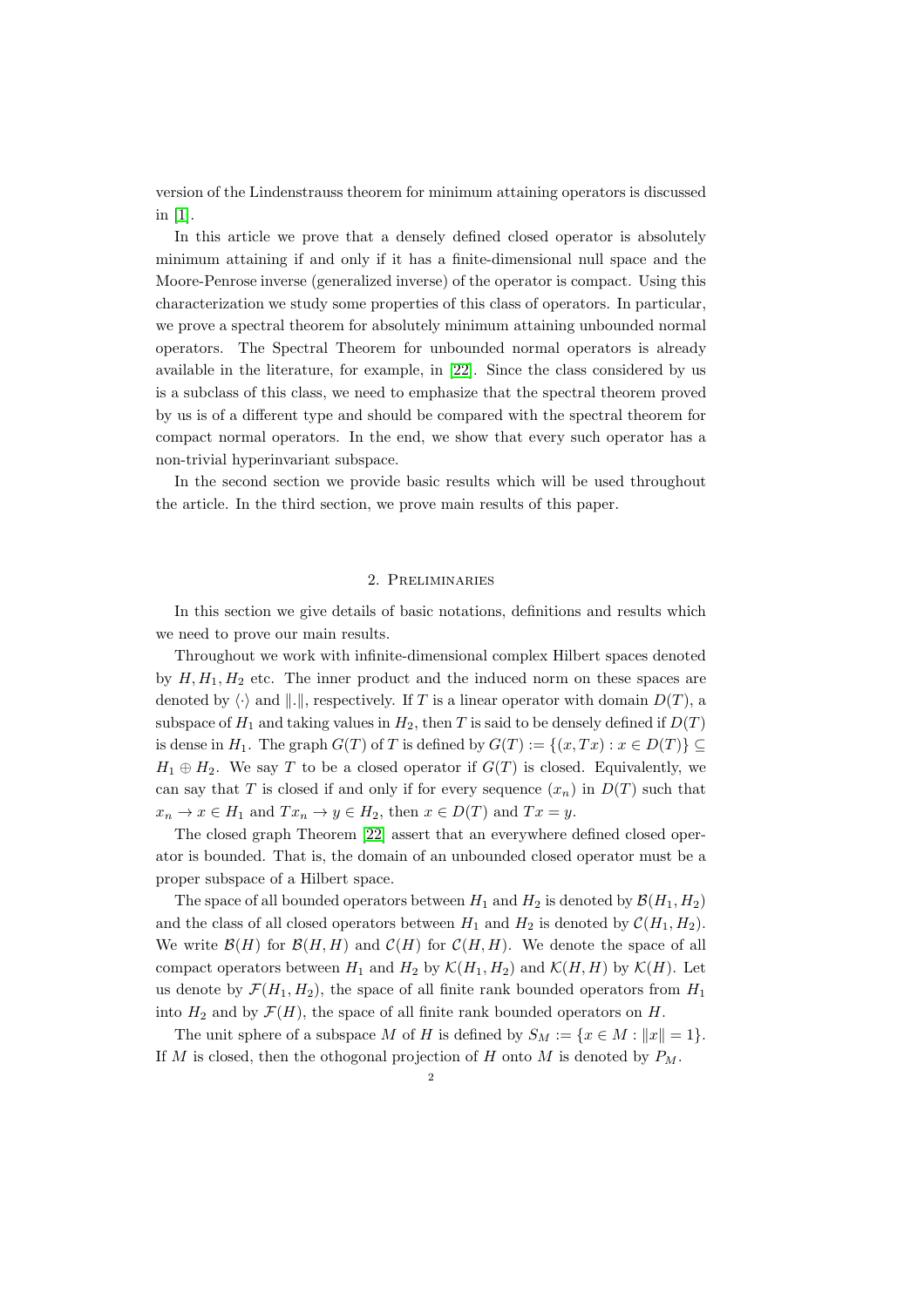version of the Lindenstrauss theorem for minimum attaining operators is discussed in [1].

In this article we prove that a densely defined closed operator is absolutely minimum attaining if and only if it has a finite-dimensional null space and the Moore-Penrose inverse (generalized inverse) of the operator is compact. Using this characterization we study some properties of this class of operators. In particular, we prove a spectral theorem for absolutely minimum attaining unbounded normal operators. The Spectral Theorem for unbounded normal operators is already available in the literature, for example, in [22]. Since the class considered by us is a subclass of this class, we need to emphasize that the spectral theorem proved by us is of a different type and should be compared with the spectral theorem for compact normal operators. In the end, we show that every such operator has a non-trivial hyperinvariant subspace.

In the second section we provide basic results which will be used throughout the article. In the third section, we prove main results of this paper.

## 2. Preliminaries

In this section we give details of basic notations, definitions and results which we need to prove our main results.

Throughout we work with infinite-dimensional complex Hilbert spaces denoted by $H, H_1, H_2$ etc. The inner product and the induced norm on these spaces are denoted by $\langle\cdot\rangle$ and $\|.\|$, respectively. If $T$ is a linear operator with domain $D(T)$, a subspace of $H_1$ and taking values in $H_2$, then $T$ is said to be densely defined if $D(T)$ is dense in $H_1$. The graph $G(T)$ of $T$ is defined by $G(T) := \{(x, Tx) : x \in D(T)\} \subseteq H_1 \oplus H_2$. We say $T$ to be a closed operator if $G(T)$ is closed. Equivalently, we can say that $T$ is closed if and only if for every sequence $(x_n)$ in $D(T)$ such that $x_n \to x \in H_1$ and $Tx_n \to y \in H_2$, then $x \in D(T)$ and $Tx = y$.

The closed graph Theorem [22] assert that an everywhere defined closed operator is bounded. That is, the domain of an unbounded closed operator must be a proper subspace of a Hilbert space.

The space of all bounded operators between $H_1$ and $H_2$ is denoted by $\mathcal{B}(H_1, H_2)$ and the class of all closed operators between $H_1$ and $H_2$ is denoted by $\mathcal{C}(H_1, H_2)$. We write $\mathcal{B}(H)$ for $\mathcal{B}(H, H)$ and $\mathcal{C}(H)$ for $\mathcal{C}(H, H)$. We denote the space of all compact operators between $H_1$ and $H_2$ by $\mathcal{K}(H_1, H_2)$ and $\mathcal{K}(H, H)$ by $\mathcal{K}(H)$. Let us denote by $\mathcal{F}(H_1, H_2)$, the space of all finite rank bounded operators from $H_1$ into $H_2$ and by $\mathcal{F}(H)$, the space of all finite rank bounded operators on $H$.

The unit sphere of a subspace $M$ of $H$ is defined by $S_M := \{x \in M : \|x\| = 1\}$. If $M$ is closed, then the othogonal projection of $H$ onto $M$ is denoted by $P_M$.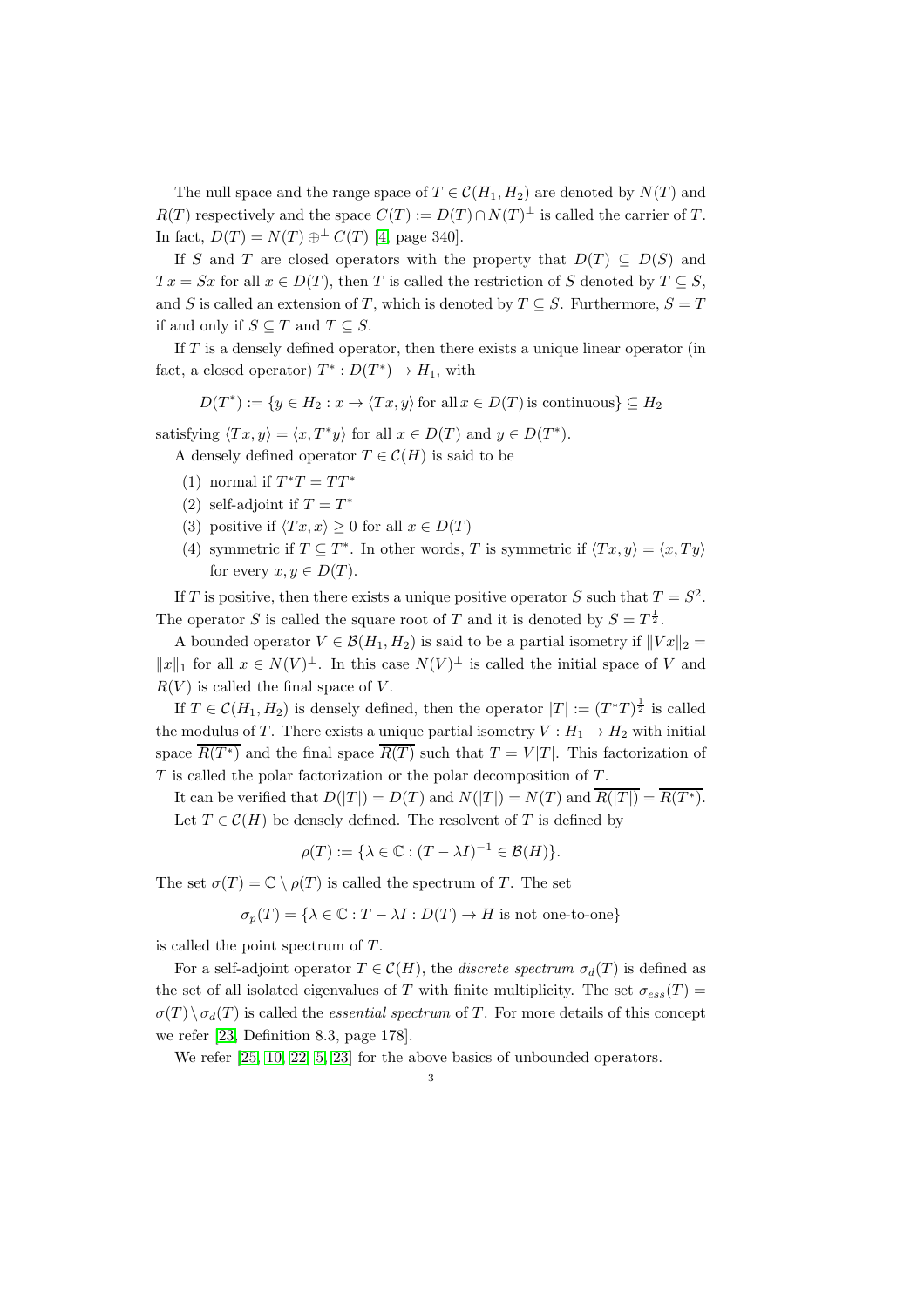The null space and the range space of $T \in \mathcal{C}(H_1, H_2)$ are denoted by $N(T)$ and $R(T)$ respectively and the space $C(T) := D(T) \cap N(T)^{\perp}$ is called the carrier of $T$. In fact, $D(T) = N(T) \oplus^{\perp} C(T)$ [4, page 340].

If $S$ and $T$ are closed operators with the property that $D(T) \subseteq D(S)$ and $Tx = Sx$ for all $x \in D(T)$, then $T$ is called the restriction of $S$ denoted by $T \subseteq S$, and $S$ is called an extension of $T$, which is denoted by $T \subseteq S$. Furthermore, $S = T$ if and only if $S \subseteq T$ and $T \subseteq S$.

If $T$ is a densely defined operator, then there exists a unique linear operator (in fact, a closed operator) $T^* : D(T^*) \to H_1$, with

$$D(T^*) := \{y \in H_2 : x \to \langle Tx, y\rangle \text{ for all } x \in D(T) \text{ is continuous}\} \subseteq H_2$$

satisfying $\langle Tx, y\rangle = \langle x, T^*y\rangle$ for all $x \in D(T)$ and $y \in D(T^*)$.

A densely defined operator $T \in \mathcal{C}(H)$ is said to be

1. normal if $T^*T = TT^*$
2. self-adjoint if $T = T^*$
3. positive if $\langle Tx, x\rangle \geq 0$ for all $x \in D(T)$
4. symmetric if $T \subseteq T^*$. In other words, $T$ is symmetric if $\langle Tx, y\rangle = \langle x, Ty\rangle$ for every $x, y \in D(T)$.

If $T$ is positive, then there exists a unique positive operator $S$ such that $T = S^2$. The operator $S$ is called the square root of $T$ and it is denoted by $S = T^{\frac{1}{2}}$.

A bounded operator $V \in \mathcal{B}(H_1, H_2)$ is said to be a partial isometry if $\|Vx\|_2 = \|x\|_1$ for all $x \in N(V)^{\perp}$. In this case $N(V)^{\perp}$ is called the initial space of $V$ and $R(V)$ is called the final space of $V$.

If $T \in \mathcal{C}(H_1, H_2)$ is densely defined, then the operator $|T| := (T^*T)^{\frac{1}{2}}$ is called the modulus of $T$. There exists a unique partial isometry $V : H_1 \to H_2$ with initial space $\overline{R(T^*)}$ and the final space $\overline{R(T)}$ such that $T = V|T|$. This factorization of $T$ is called the polar factorization or the polar decomposition of $T$.

It can be verified that $D(|T|) = D(T)$ and $N(|T|) = N(T)$ and $\overline{R(|T|)} = \overline{R(T^*)}$.

Let $T \in \mathcal{C}(H)$ be densely defined. The resolvent of $T$ is defined by

$$\rho(T) := \{\lambda \in \mathbb{C} : (T - \lambda I)^{-1} \in \mathcal{B}(H)\}.$$

The set $\sigma(T) = \mathbb{C} \setminus \rho(T)$ is called the spectrum of $T$. The set

$$\sigma_p(T) = \{\lambda \in \mathbb{C} : T - \lambda I : D(T) \to H \text{ is not one-to-one}\}$$

is called the point spectrum of $T$.

For a self-adjoint operator $T \in \mathcal{C}(H)$, the *discrete spectrum* $\sigma_d(T)$ is defined as the set of all isolated eigenvalues of $T$ with finite multiplicity. The set $\sigma_{ess}(T) = \sigma(T) \setminus \sigma_d(T)$ is called the *essential spectrum* of $T$. For more details of this concept we refer [23, Definition 8.3, page 178].

We refer [25, 10, 22, 5, 23] for the above basics of unbounded operators.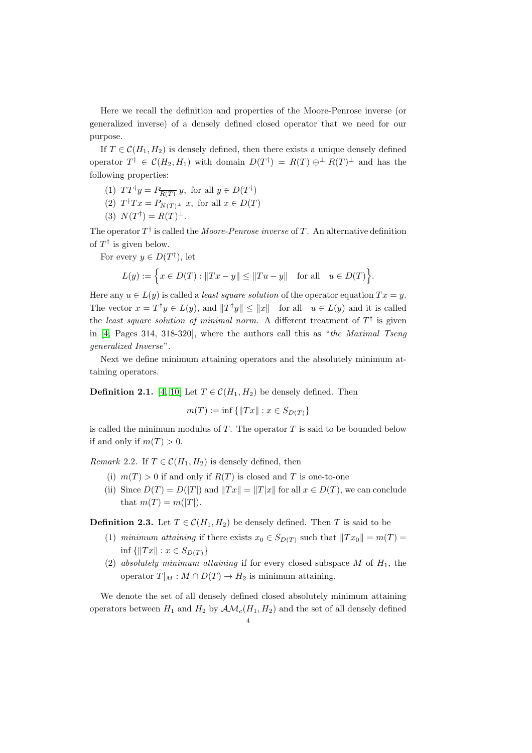Here we recall the definition and properties of the Moore-Penrose inverse (or generalized inverse) of a densely defined closed operator that we need for our purpose.

If $T \in \mathcal{C}(H_1, H_2)$ is densely defined, then there exists a unique densely defined operator $T^\dagger \in \mathcal{C}(H_2, H_1)$ with domain $D(T^\dagger) = R(T) \oplus^\perp R(T)^\perp$ and has the following properties:

1. $TT^\dagger y = P_{\overline{R(T)}}\, y$, for all $y \in D(T^\dagger)$
2. $T^\dagger T x = P_{N(T)^\perp}\, x$, for all $x \in D(T)$
3. $N(T^\dagger) = R(T)^\perp$.

The operator $T^\dagger$ is called the *Moore-Penrose inverse* of $T$. An alternative definition of $T^\dagger$ is given below.

For every $y \in D(T^\dagger)$, let

$$L(y) := \Big\{ x \in D(T) : \|Tx - y\| \leq \|Tu - y\| \quad \text{for all} \quad u \in D(T) \Big\}.$$

Here any $u \in L(y)$ is called a *least square solution* of the operator equation $Tx = y$. The vector $x = T^\dagger y \in L(y)$, and $\|T^\dagger y\| \leq \|x\|$ for all $u \in L(y)$ and it is called the *least square solution of minimal norm*. A different treatment of $T^\dagger$ is given in [4, Pages 314, 318-320], where the authors call this as "*the Maximal Tseng generalized Inverse*".

Next we define minimum attaining operators and the absolutely minimum attaining operators.

**Definition 2.1.** [4, 10] Let $T \in \mathcal{C}(H_1, H_2)$ be densely defined. Then

$$m(T) := \inf\{\|Tx\| : x \in S_{D(T)}\}$$

is called the minimum modulus of $T$. The operator $T$ is said to be bounded below if and only if $m(T) > 0$.

*Remark* 2.2. If $T \in \mathcal{C}(H_1, H_2)$ is densely defined, then

(i) $m(T) > 0$ if and only if $R(T)$ is closed and $T$ is one-to-one

(ii) Since $D(T) = D(|T|)$ and $\|Tx\| = \||T|x\|$ for all $x \in D(T)$, we can conclude that $m(T) = m(|T|)$.

**Definition 2.3.** Let $T \in \mathcal{C}(H_1, H_2)$ be densely defined. Then $T$ is said to be

1. *minimum attaining* if there exists $x_0 \in S_{D(T)}$ such that $\|Tx_0\| = m(T) = \inf\{\|Tx\| : x \in S_{D(T)}\}$
2. *absolutely minimum attaining* if for every closed subspace $M$ of $H_1$, the operator $T|_M : M \cap D(T) \to H_2$ is minimum attaining.

We denote the set of all densely defined closed absolutely minimum attaining operators between $H_1$ and $H_2$ by $\mathcal{AM}_c(H_1, H_2)$ and the set of all densely defined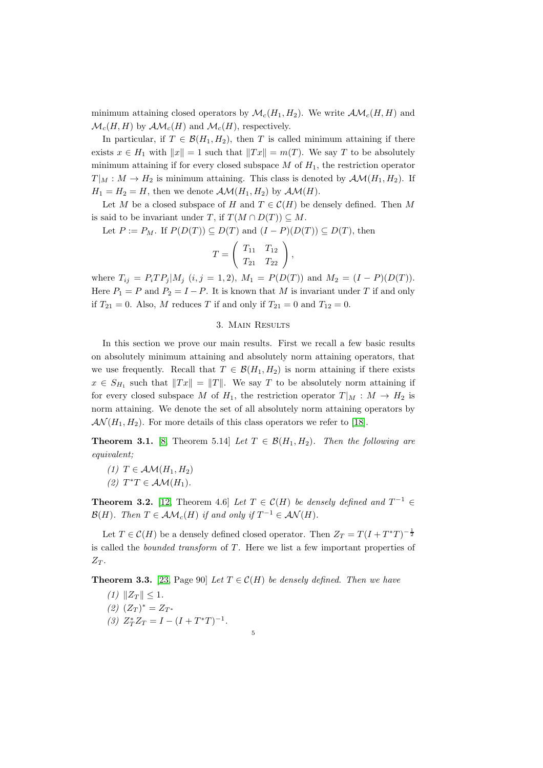minimum attaining closed operators by $\mathcal{M}_c(H_1, H_2)$. We write $\mathcal{AM}_c(H, H)$ and $\mathcal{M}_c(H, H)$ by $\mathcal{AM}_c(H)$ and $\mathcal{M}_c(H)$, respectively.

In particular, if $T \in \mathcal{B}(H_1, H_2)$, then $T$ is called minimum attaining if there exists $x \in H_1$ with $\|x\| = 1$ such that $\|Tx\| = m(T)$. We say $T$ to be absolutely minimum attaining if for every closed subspace $M$ of $H_1$, the restriction operator $T|_M : M \to H_2$ is minimum attaining. This class is denoted by $\mathcal{AM}(H_1, H_2)$. If $H_1 = H_2 = H$, then we denote $\mathcal{AM}(H_1, H_2)$ by $\mathcal{AM}(H)$.

Let $M$ be a closed subspace of $H$ and $T \in \mathcal{C}(H)$ be densely defined. Then $M$ is said to be invariant under $T$, if $T(M \cap D(T)) \subseteq M$.

Let $P := P_M$. If $P(D(T)) \subseteq D(T)$ and $(I - P)(D(T)) \subseteq D(T)$, then

$$T = \begin{pmatrix} T_{11} & T_{12} \\ T_{21} & T_{22} \end{pmatrix},$$

where $T_{ij} = P_i T P_j|M_j$ $(i, j = 1, 2)$, $M_1 = P(D(T))$ and $M_2 = (I - P)(D(T))$. Here $P_1 = P$ and $P_2 = I - P$. It is known that $M$ is invariant under $T$ if and only if $T_{21} = 0$. Also, $M$ reduces $T$ if and only if $T_{21} = 0$ and $T_{12} = 0$.

## 3. Main Results

In this section we prove our main results. First we recall a few basic results on absolutely minimum attaining and absolutely norm attaining operators, that we use frequently. Recall that $T \in \mathcal{B}(H_1, H_2)$ is norm attaining if there exists $x \in S_{H_1}$ such that $\|Tx\| = \|T\|$. We say $T$ to be absolutely norm attaining if for every closed subspace $M$ of $H_1$, the restriction operator $T|_M : M \to H_2$ is norm attaining. We denote the set of all absolutely norm attaining operators by $\mathcal{AN}(H_1, H_2)$. For more details of this class operators we refer to [18].

**Theorem 3.1.** [8, Theorem 5.14] *Let $T \in \mathcal{B}(H_1, H_2)$. Then the following are equivalent;*

*(1) $T \in \mathcal{AM}(H_1, H_2)$*
*(2) $T^*T \in \mathcal{AM}(H_1)$.*

**Theorem 3.2.** [12, Theorem 4.6] *Let $T \in \mathcal{C}(H)$ be densely defined and $T^{-1} \in \mathcal{B}(H)$. Then $T \in \mathcal{AM}_c(H)$ if and only if $T^{-1} \in \mathcal{AN}(H)$.*

Let $T \in \mathcal{C}(H)$ be a densely defined closed operator. Then $Z_T = T(I + T^*T)^{-\frac{1}{2}}$ is called the *bounded transform* of $T$. Here we list a few important properties of $Z_T$.

**Theorem 3.3.** [23, Page 90] *Let $T \in \mathcal{C}(H)$ be densely defined. Then we have*

*(1) $\|Z_T\| \leq 1$.*
*(2) $(Z_T)^* = Z_{T^*}$*
*(3) $Z_T^* Z_T = I - (I + T^*T)^{-1}$.*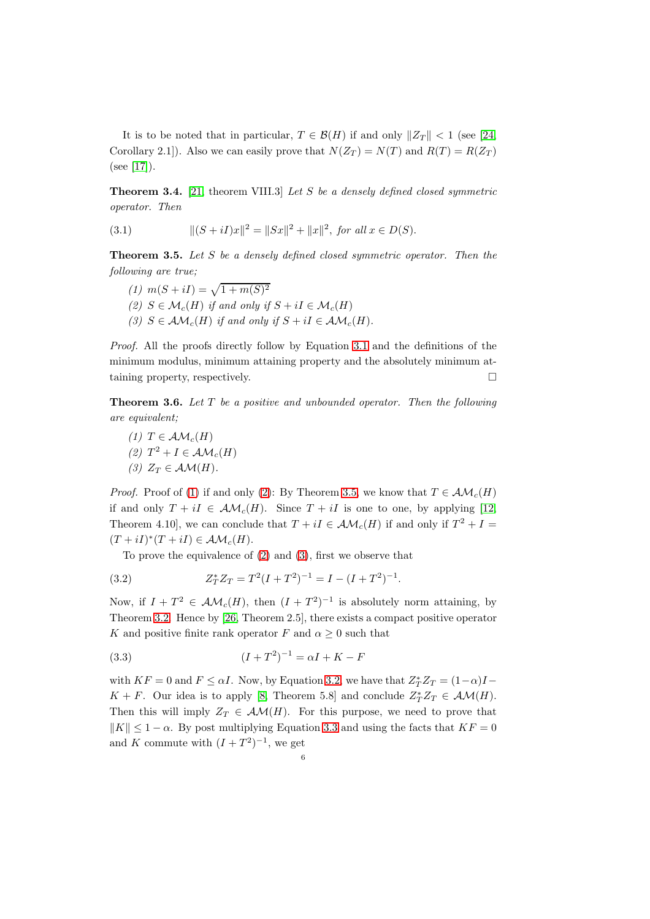It is to be noted that in particular, $T \in \mathcal{B}(H)$ if and only $\|Z_T\| < 1$ (see [24, Corollary 2.1]). Also we can easily prove that $N(Z_T) = N(T)$ and $R(T) = R(Z_T)$ (see [17]).

**Theorem 3.4.** [21, theorem VIII.3] *Let $S$ be a densely defined closed symmetric operator. Then*

$$\|(S+iI)x\|^2 = \|Sx\|^2 + \|x\|^2, \text{ for all } x \in D(S). \tag{3.1}$$

**Theorem 3.5.** *Let $S$ be a densely defined closed symmetric operator. Then the following are true;*

*(1) $m(S+iI) = \sqrt{1+m(S)^2}$*
*(2) $S \in \mathcal{M}_c(H)$ if and only if $S+iI \in \mathcal{M}_c(H)$*
*(3) $S \in \mathcal{AM}_c(H)$ if and only if $S+iI \in \mathcal{AM}_c(H)$.*

*Proof.* All the proofs directly follow by Equation 3.1 and the definitions of the minimum modulus, minimum attaining property and the absolutely minimum attaining property, respectively. □

**Theorem 3.6.** *Let $T$ be a positive and unbounded operator. Then the following are equivalent;*

*(1) $T \in \mathcal{AM}_c(H)$*
*(2) $T^2 + I \in \mathcal{AM}_c(H)$*
*(3) $Z_T \in \mathcal{AM}(H)$.*

*Proof.* Proof of (1) if and only (2): By Theorem 3.5, we know that $T \in \mathcal{AM}_c(H)$ if and only $T+iI \in \mathcal{AM}_c(H)$. Since $T+iI$ is one to one, by applying [12, Theorem 4.10], we can conclude that $T+iI \in \mathcal{AM}_c(H)$ if and only if $T^2+I = (T+iI)^*(T+iI) \in \mathcal{AM}_c(H)$.

To prove the equivalence of (2) and (3), first we observe that

$$Z_T^* Z_T = T^2(I+T^2)^{-1} = I - (I+T^2)^{-1}. \tag{3.2}$$

Now, if $I + T^2 \in \mathcal{AM}_c(H)$, then $(I+T^2)^{-1}$ is absolutely norm attaining, by Theorem 3.2. Hence by [26, Theorem 2.5], there exists a compact positive operator $K$ and positive finite rank operator $F$ and $\alpha \geq 0$ such that

$$(I+T^2)^{-1} = \alpha I + K - F \tag{3.3}$$

with $KF = 0$ and $F \leq \alpha I$. Now, by Equation 3.2, we have that $Z_T^* Z_T = (1-\alpha)I - K + F$. Our idea is to apply [8, Theorem 5.8] and conclude $Z_T^* Z_T \in \mathcal{AM}(H)$. Then this will imply $Z_T \in \mathcal{AM}(H)$. For this purpose, we need to prove that $\|K\| \leq 1 - \alpha$. By post multiplying Equation 3.3 and using the facts that $KF = 0$ and $K$ commute with $(I+T^2)^{-1}$, we get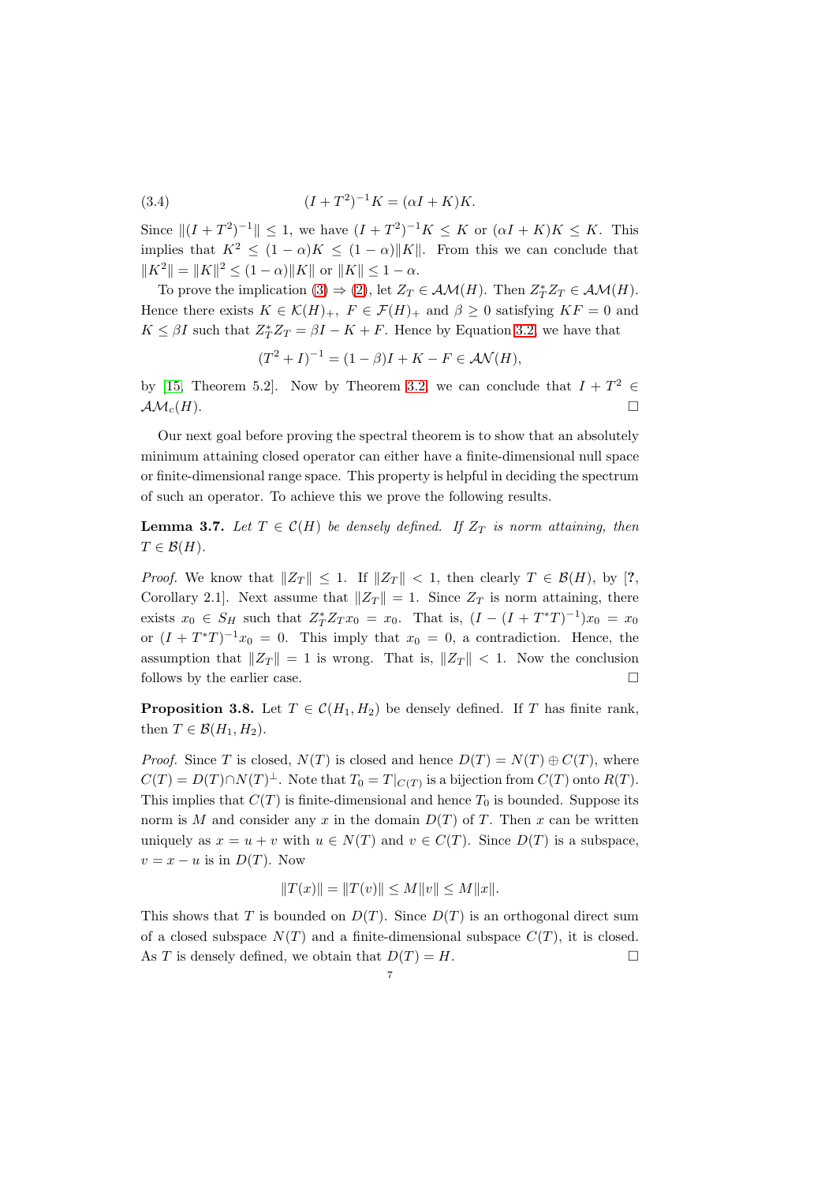$$(I + T^2)^{-1}K = (\alpha I + K)K. \tag{3.4}$$

Since $\|(I + T^2)^{-1}\| \leq 1$, we have $(I + T^2)^{-1}K \leq K$ or $(\alpha I + K)K \leq K$. This implies that $K^2 \leq (1 - \alpha)K \leq (1 - \alpha)\|K\|$. From this we can conclude that $\|K^2\| = \|K\|^2 \leq (1 - \alpha)\|K\|$ or $\|K\| \leq 1 - \alpha$.

To prove the implication (3) $\Rightarrow$ (2), let $Z_T \in \mathcal{AM}(H)$. Then $Z_T^* Z_T \in \mathcal{AM}(H)$. Hence there exists $K \in \mathcal{K}(H)_+$, $F \in \mathcal{F}(H)_+$ and $\beta \geq 0$ satisfying $KF = 0$ and $K \leq \beta I$ such that $Z_T^* Z_T = \beta I - K + F$. Hence by Equation 3.2, we have that

$$(T^2 + I)^{-1} = (1 - \beta)I + K - F \in \mathcal{AN}(H),$$

by [15, Theorem 5.2]. Now by Theorem 3.2, we can conclude that $I + T^2 \in \mathcal{AM}_c(H)$. $\square$

Our next goal before proving the spectral theorem is to show that an absolutely minimum attaining closed operator can either have a finite-dimensional null space or finite-dimensional range space. This property is helpful in deciding the spectrum of such an operator. To achieve this we prove the following results.

**Lemma 3.7.** *Let $T \in \mathcal{C}(H)$ be densely defined. If $Z_T$ is norm attaining, then $T \in \mathcal{B}(H)$.*

*Proof.* We know that $\|Z_T\| \leq 1$. If $\|Z_T\| < 1$, then clearly $T \in \mathcal{B}(H)$, by [?, Corollary 2.1]. Next assume that $\|Z_T\| = 1$. Since $Z_T$ is norm attaining, there exists $x_0 \in S_H$ such that $Z_T^* Z_T x_0 = x_0$. That is, $(I - (I + T^*T)^{-1})x_0 = x_0$ or $(I + T^*T)^{-1}x_0 = 0$. This imply that $x_0 = 0$, a contradiction. Hence, the assumption that $\|Z_T\| = 1$ is wrong. That is, $\|Z_T\| < 1$. Now the conclusion follows by the earlier case. $\square$

**Proposition 3.8.** Let $T \in \mathcal{C}(H_1, H_2)$ be densely defined. If $T$ has finite rank, then $T \in \mathcal{B}(H_1, H_2)$.

*Proof.* Since $T$ is closed, $N(T)$ is closed and hence $D(T) = N(T) \oplus C(T)$, where $C(T) = D(T) \cap N(T)^\perp$. Note that $T_0 = T|_{C(T)}$ is a bijection from $C(T)$ onto $R(T)$. This implies that $C(T)$ is finite-dimensional and hence $T_0$ is bounded. Suppose its norm is $M$ and consider any $x$ in the domain $D(T)$ of $T$. Then $x$ can be written uniquely as $x = u + v$ with $u \in N(T)$ and $v \in C(T)$. Since $D(T)$ is a subspace, $v = x - u$ is in $D(T)$. Now

$$\|T(x)\| = \|T(v)\| \leq M\|v\| \leq M\|x\|.$$

This shows that $T$ is bounded on $D(T)$. Since $D(T)$ is an orthogonal direct sum of a closed subspace $N(T)$ and a finite-dimensional subspace $C(T)$, it is closed. As $T$ is densely defined, we obtain that $D(T) = H$. $\square$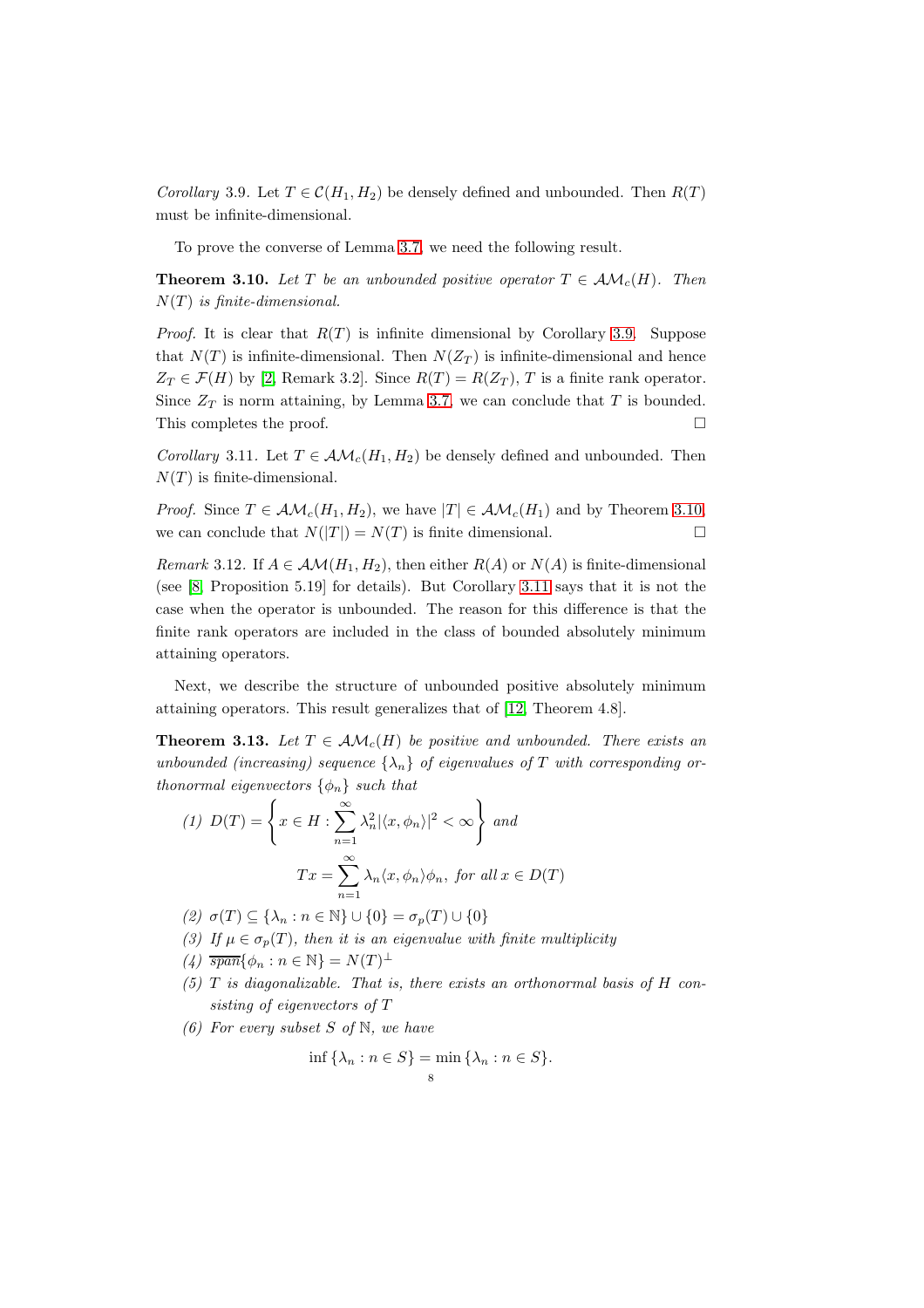*Corollary* 3.9. Let $T \in \mathcal{C}(H_1, H_2)$ be densely defined and unbounded. Then $R(T)$ must be infinite-dimensional.

To prove the converse of Lemma 3.7, we need the following result.

**Theorem 3.10.** *Let $T$ be an unbounded positive operator $T \in \mathcal{AM}_c(H)$. Then $N(T)$ is finite-dimensional.*

*Proof.* It is clear that $R(T)$ is infinite dimensional by Corollary 3.9. Suppose that $N(T)$ is infinite-dimensional. Then $N(Z_T)$ is infinite-dimensional and hence $Z_T \in \mathcal{F}(H)$ by [2, Remark 3.2]. Since $R(T) = R(Z_T)$, $T$ is a finite rank operator. Since $Z_T$ is norm attaining, by Lemma 3.7, we can conclude that $T$ is bounded. This completes the proof. $\square$

*Corollary* 3.11. Let $T \in \mathcal{AM}_c(H_1, H_2)$ be densely defined and unbounded. Then $N(T)$ is finite-dimensional.

*Proof.* Since $T \in \mathcal{AM}_c(H_1, H_2)$, we have $|T| \in \mathcal{AM}_c(H_1)$ and by Theorem 3.10, we can conclude that $N(|T|) = N(T)$ is finite dimensional. $\square$

*Remark* 3.12. If $A \in \mathcal{AM}(H_1, H_2)$, then either $R(A)$ or $N(A)$ is finite-dimensional (see [8, Proposition 5.19] for details). But Corollary 3.11 says that it is not the case when the operator is unbounded. The reason for this difference is that the finite rank operators are included in the class of bounded absolutely minimum attaining operators.

Next, we describe the structure of unbounded positive absolutely minimum attaining operators. This result generalizes that of [12, Theorem 4.8].

**Theorem 3.13.** *Let $T \in \mathcal{AM}_c(H)$ be positive and unbounded. There exists an unbounded (increasing) sequence $\{\lambda_n\}$ of eigenvalues of $T$ with corresponding orthonormal eigenvectors $\{\phi_n\}$ such that*

*(1)* $D(T) = \left\{ x \in H : \displaystyle\sum_{n=1}^{\infty} \lambda_n^2 |\langle x, \phi_n\rangle|^2 < \infty \right\}$ *and*
$$Tx = \sum_{n=1}^{\infty} \lambda_n \langle x, \phi_n\rangle \phi_n, \text{ for all } x \in D(T)$$

*(2)* $\sigma(T) \subseteq \{\lambda_n : n \in \mathbb{N}\} \cup \{0\} = \sigma_p(T) \cup \{0\}$

*(3) If $\mu \in \sigma_p(T)$, then it is an eigenvalue with finite multiplicity*

*(4)* $\overline{span}\{\phi_n : n \in \mathbb{N}\} = N(T)^\perp$

*(5) $T$ is diagonalizable. That is, there exists an orthonormal basis of $H$ consisting of eigenvectors of $T$*

*(6) For every subset $S$ of $\mathbb{N}$, we have*
$$\inf \{\lambda_n : n \in S\} = \min \{\lambda_n : n \in S\}.$$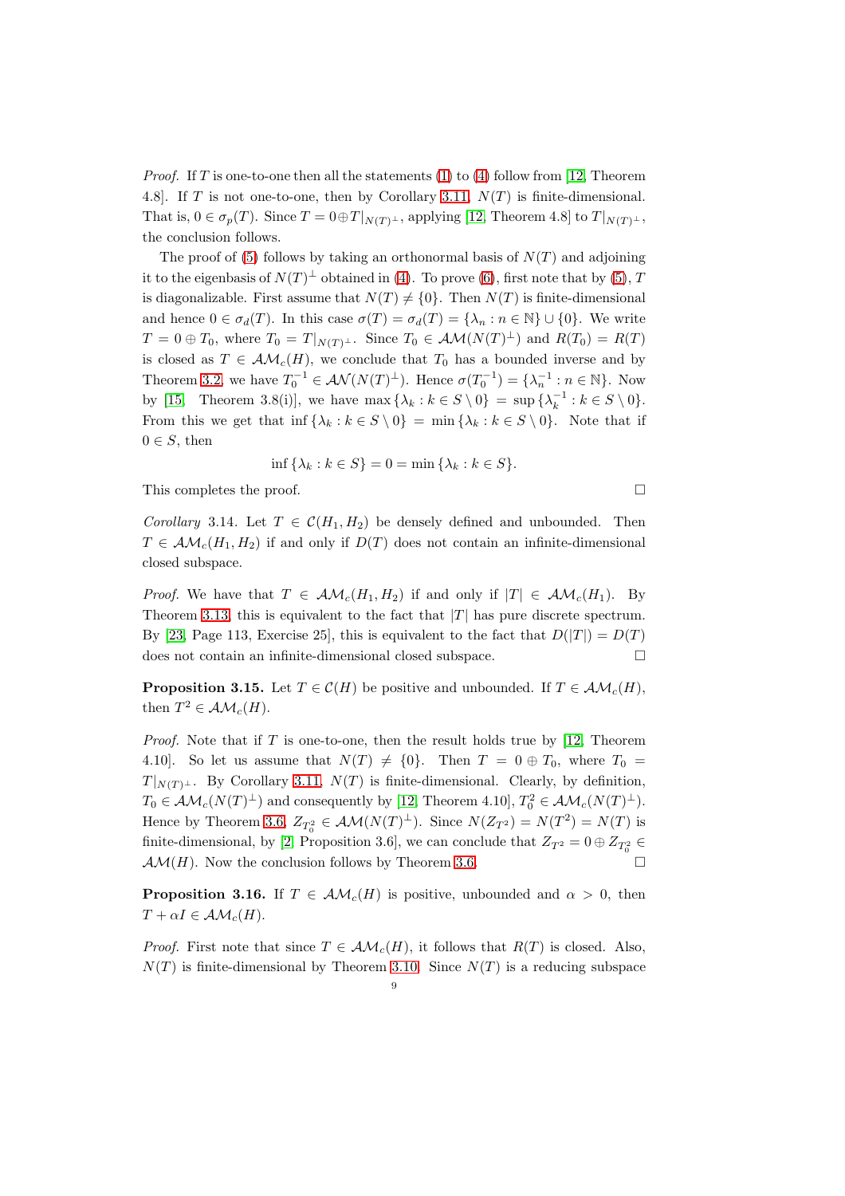*Proof.* If $T$ is one-to-one then all the statements (1) to (4) follow from [12, Theorem 4.8]. If $T$ is not one-to-one, then by Corollary 3.11, $N(T)$ is finite-dimensional. That is, $0 \in \sigma_p(T)$. Since $T = 0 \oplus T|_{N(T)^\perp}$, applying [12, Theorem 4.8] to $T|_{N(T)^\perp}$, the conclusion follows.

The proof of (5) follows by taking an orthonormal basis of $N(T)$ and adjoining it to the eigenbasis of $N(T)^\perp$ obtained in (4). To prove (6), first note that by (5), $T$ is diagonalizable. First assume that $N(T) \neq \{0\}$. Then $N(T)$ is finite-dimensional and hence $0 \in \sigma_d(T)$. In this case $\sigma(T) = \sigma_d(T) = \{\lambda_n : n \in \mathbb{N}\} \cup \{0\}$. We write $T = 0 \oplus T_0$, where $T_0 = T|_{N(T)^\perp}$. Since $T_0 \in \mathcal{AM}(N(T)^\perp)$ and $R(T_0) = R(T)$ is closed as $T \in \mathcal{AM}_c(H)$, we conclude that $T_0$ has a bounded inverse and by Theorem 3.2, we have $T_0^{-1} \in \mathcal{AN}(N(T)^\perp)$. Hence $\sigma(T_0^{-1}) = \{\lambda_n^{-1} : n \in \mathbb{N}\}$. Now by [15, Theorem 3.8(i)], we have $\max\{\lambda_k : k \in S \setminus 0\} = \sup\{\lambda_k^{-1} : k \in S \setminus 0\}$. From this we get that $\inf\{\lambda_k : k \in S \setminus 0\} = \min\{\lambda_k : k \in S \setminus 0\}$. Note that if $0 \in S$, then

$$\inf\{\lambda_k : k \in S\} = 0 = \min\{\lambda_k : k \in S\}.$$

This completes the proof. $\square$

*Corollary* 3.14. Let $T \in \mathcal{C}(H_1, H_2)$ be densely defined and unbounded. Then $T \in \mathcal{AM}_c(H_1, H_2)$ if and only if $D(T)$ does not contain an infinite-dimensional closed subspace.

*Proof.* We have that $T \in \mathcal{AM}_c(H_1, H_2)$ if and only if $|T| \in \mathcal{AM}_c(H_1)$. By Theorem 3.13, this is equivalent to the fact that $|T|$ has pure discrete spectrum. By [23, Page 113, Exercise 25], this is equivalent to the fact that $D(|T|) = D(T)$ does not contain an infinite-dimensional closed subspace. $\square$

**Proposition 3.15.** Let $T \in \mathcal{C}(H)$ be positive and unbounded. If $T \in \mathcal{AM}_c(H)$, then $T^2 \in \mathcal{AM}_c(H)$.

*Proof.* Note that if $T$ is one-to-one, then the result holds true by [12, Theorem 4.10]. So let us assume that $N(T) \neq \{0\}$. Then $T = 0 \oplus T_0$, where $T_0 = T|_{N(T)^\perp}$. By Corollary 3.11, $N(T)$ is finite-dimensional. Clearly, by definition, $T_0 \in \mathcal{AM}_c(N(T)^\perp)$ and consequently by [12, Theorem 4.10], $T_0^2 \in \mathcal{AM}_c(N(T)^\perp)$. Hence by Theorem 3.6, $Z_{T_0^2} \in \mathcal{AM}(N(T)^\perp)$. Since $N(Z_{T^2}) = N(T^2) = N(T)$ is finite-dimensional, by [2, Proposition 3.6], we can conclude that $Z_{T^2} = 0 \oplus Z_{T_0^2} \in \mathcal{AM}(H)$. Now the conclusion follows by Theorem 3.6. $\square$

**Proposition 3.16.** If $T \in \mathcal{AM}_c(H)$ is positive, unbounded and $\alpha > 0$, then $T + \alpha I \in \mathcal{AM}_c(H)$.

*Proof.* First note that since $T \in \mathcal{AM}_c(H)$, it follows that $R(T)$ is closed. Also, $N(T)$ is finite-dimensional by Theorem 3.10. Since $N(T)$ is a reducing subspace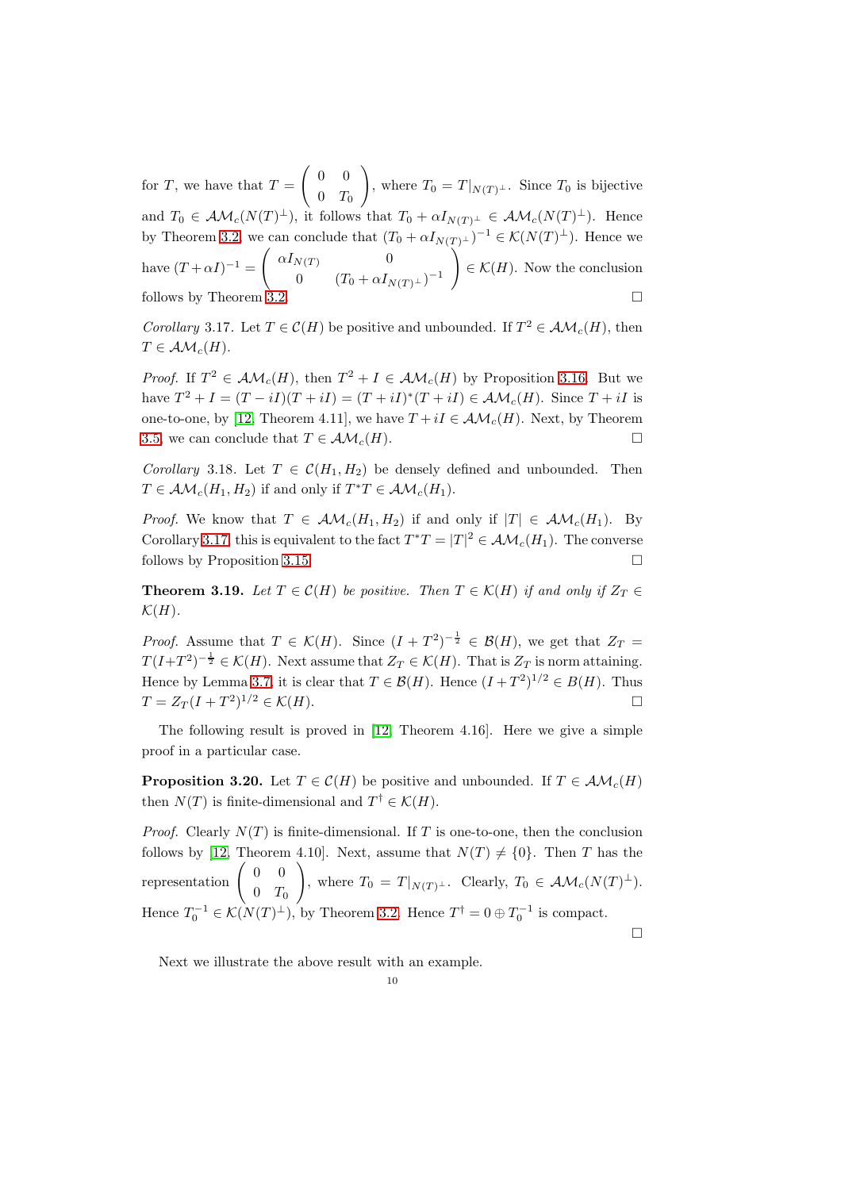for $T$, we have that $T = \begin{pmatrix} 0 & 0 \\ 0 & T_0 \end{pmatrix}$, where $T_0 = T|_{N(T)^\perp}$. Since $T_0$ is bijective and $T_0 \in \mathcal{AM}_c(N(T)^\perp)$, it follows that $T_0 + \alpha I_{N(T)^\perp} \in \mathcal{AM}_c(N(T)^\perp)$. Hence by Theorem 3.2, we can conclude that $(T_0 + \alpha I_{N(T)^\perp})^{-1} \in \mathcal{K}(N(T)^\perp)$. Hence we have $(T + \alpha I)^{-1} = \begin{pmatrix} \alpha I_{N(T)} & 0 \\ 0 & (T_0 + \alpha I_{N(T)^\perp})^{-1} \end{pmatrix} \in \mathcal{K}(H)$. Now the conclusion follows by Theorem 3.2. □

*Corollary* 3.17. Let $T \in \mathcal{C}(H)$ be positive and unbounded. If $T^2 \in \mathcal{AM}_c(H)$, then $T \in \mathcal{AM}_c(H)$.

*Proof.* If $T^2 \in \mathcal{AM}_c(H)$, then $T^2 + I \in \mathcal{AM}_c(H)$ by Proposition 3.16. But we have $T^2 + I = (T - iI)(T + iI) = (T + iI)^*(T + iI) \in \mathcal{AM}_c(H)$. Since $T + iI$ is one-to-one, by [12, Theorem 4.11], we have $T + iI \in \mathcal{AM}_c(H)$. Next, by Theorem 3.5, we can conclude that $T \in \mathcal{AM}_c(H)$. □

*Corollary* 3.18. Let $T \in \mathcal{C}(H_1, H_2)$ be densely defined and unbounded. Then $T \in \mathcal{AM}_c(H_1, H_2)$ if and only if $T^*T \in \mathcal{AM}_c(H_1)$.

*Proof.* We know that $T \in \mathcal{AM}_c(H_1, H_2)$ if and only if $|T| \in \mathcal{AM}_c(H_1)$. By Corollary 3.17, this is equivalent to the fact $T^*T = |T|^2 \in \mathcal{AM}_c(H_1)$. The converse follows by Proposition 3.15. □

**Theorem 3.19.** *Let $T \in \mathcal{C}(H)$ be positive. Then $T \in \mathcal{K}(H)$ if and only if $Z_T \in \mathcal{K}(H)$.*

*Proof.* Assume that $T \in \mathcal{K}(H)$. Since $(I + T^2)^{-\frac{1}{2}} \in \mathcal{B}(H)$, we get that $Z_T = T(I+T^2)^{-\frac{1}{2}} \in \mathcal{K}(H)$. Next assume that $Z_T \in \mathcal{K}(H)$. That is $Z_T$ is norm attaining. Hence by Lemma 3.7, it is clear that $T \in \mathcal{B}(H)$. Hence $(I + T^2)^{1/2} \in B(H)$. Thus $T = Z_T(I + T^2)^{1/2} \in \mathcal{K}(H)$. □

The following result is proved in [12, Theorem 4.16]. Here we give a simple proof in a particular case.

**Proposition 3.20.** Let $T \in \mathcal{C}(H)$ be positive and unbounded. If $T \in \mathcal{AM}_c(H)$ then $N(T)$ is finite-dimensional and $T^\dagger \in \mathcal{K}(H)$.

*Proof.* Clearly $N(T)$ is finite-dimensional. If $T$ is one-to-one, then the conclusion follows by [12, Theorem 4.10]. Next, assume that $N(T) \neq \{0\}$. Then $T$ has the representation $\begin{pmatrix} 0 & 0 \\ 0 & T_0 \end{pmatrix}$, where $T_0 = T|_{N(T)^\perp}$. Clearly, $T_0 \in \mathcal{AM}_c(N(T)^\perp)$. Hence $T_0^{-1} \in \mathcal{K}(N(T)^\perp)$, by Theorem 3.2. Hence $T^\dagger = 0 \oplus T_0^{-1}$ is compact.

□

Next we illustrate the above result with an example.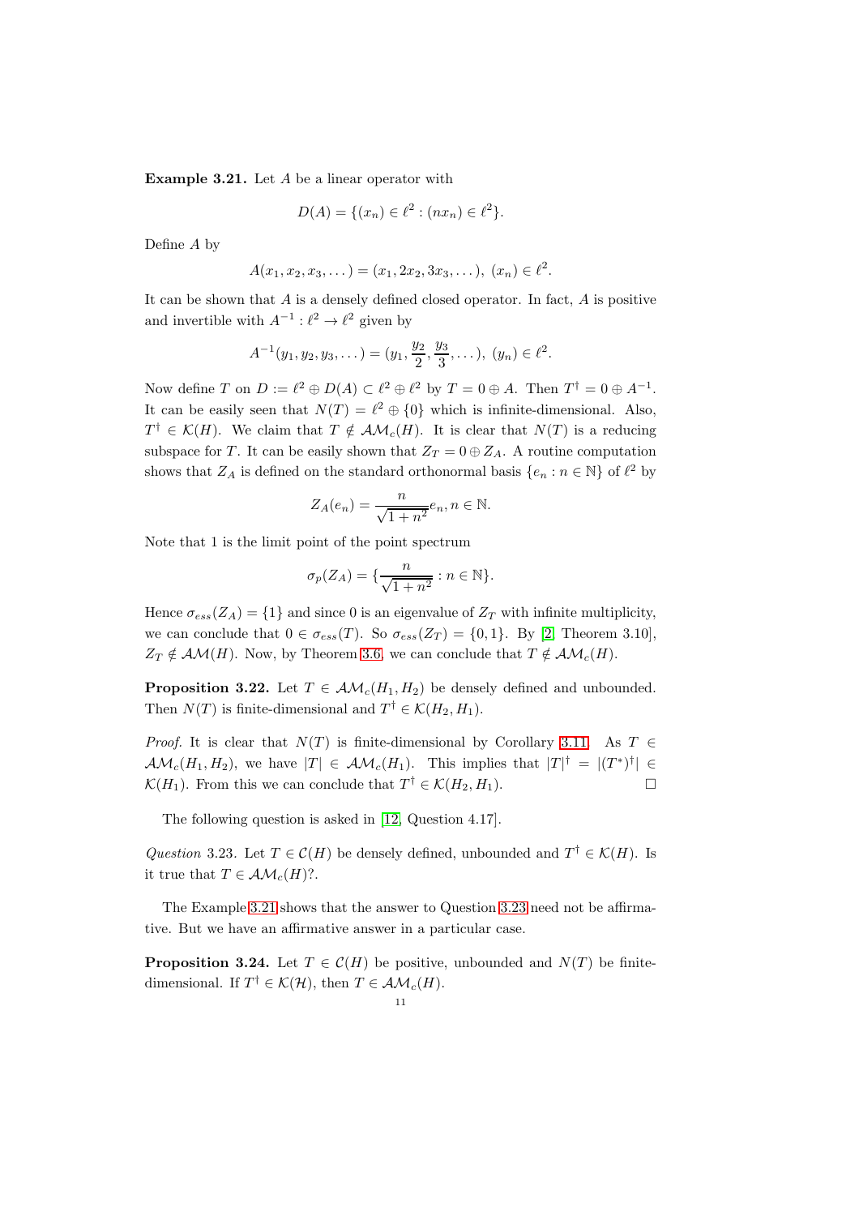**Example 3.21.** Let $A$ be a linear operator with

$$D(A) = \{(x_n) \in \ell^2 : (nx_n) \in \ell^2\}.$$

Define $A$ by

$$A(x_1, x_2, x_3, \dots) = (x_1, 2x_2, 3x_3, \dots),\ (x_n) \in \ell^2.$$

It can be shown that $A$ is a densely defined closed operator. In fact, $A$ is positive and invertible with $A^{-1} : \ell^2 \to \ell^2$ given by

$$A^{-1}(y_1, y_2, y_3, \dots) = (y_1, \frac{y_2}{2}, \frac{y_3}{3}, \dots),\ (y_n) \in \ell^2.$$

Now define $T$ on $D := \ell^2 \oplus D(A) \subset \ell^2 \oplus \ell^2$ by $T = 0 \oplus A$. Then $T^\dagger = 0 \oplus A^{-1}$. It can be easily seen that $N(T) = \ell^2 \oplus \{0\}$ which is infinite-dimensional. Also, $T^\dagger \in \mathcal{K}(H)$. We claim that $T \notin \mathcal{AM}_c(H)$. It is clear that $N(T)$ is a reducing subspace for $T$. It can be easily shown that $Z_T = 0 \oplus Z_A$. A routine computation shows that $Z_A$ is defined on the standard orthonormal basis $\{e_n : n \in \mathbb{N}\}$ of $\ell^2$ by

$$Z_A(e_n) = \frac{n}{\sqrt{1+n^2}} e_n, n \in \mathbb{N}.$$

Note that 1 is the limit point of the point spectrum

$$\sigma_p(Z_A) = \{\frac{n}{\sqrt{1+n^2}} : n \in \mathbb{N}\}.$$

Hence $\sigma_{ess}(Z_A) = \{1\}$ and since 0 is an eigenvalue of $Z_T$ with infinite multiplicity, we can conclude that $0 \in \sigma_{ess}(T)$. So $\sigma_{ess}(Z_T) = \{0, 1\}$. By [2, Theorem 3.10], $Z_T \notin \mathcal{AM}(H)$. Now, by Theorem 3.6, we can conclude that $T \notin \mathcal{AM}_c(H)$.

**Proposition 3.22.** Let $T \in \mathcal{AM}_c(H_1, H_2)$ be densely defined and unbounded. Then $N(T)$ is finite-dimensional and $T^\dagger \in \mathcal{K}(H_2, H_1)$.

*Proof.* It is clear that $N(T)$ is finite-dimensional by Corollary 3.11. As $T \in \mathcal{AM}_c(H_1, H_2)$, we have $|T| \in \mathcal{AM}_c(H_1)$. This implies that $|T|^\dagger = |(T^*)^\dagger| \in \mathcal{K}(H_1)$. From this we can conclude that $T^\dagger \in \mathcal{K}(H_2, H_1)$. $\square$

The following question is asked in [12, Question 4.17].

*Question* 3.23. Let $T \in \mathcal{C}(H)$ be densely defined, unbounded and $T^\dagger \in \mathcal{K}(H)$. Is it true that $T \in \mathcal{AM}_c(H)$?.

The Example 3.21 shows that the answer to Question 3.23 need not be affirmative. But we have an affirmative answer in a particular case.

**Proposition 3.24.** Let $T \in \mathcal{C}(H)$ be positive, unbounded and $N(T)$ be finite-dimensional. If $T^\dagger \in \mathcal{K}(\mathcal{H})$, then $T \in \mathcal{AM}_c(H)$.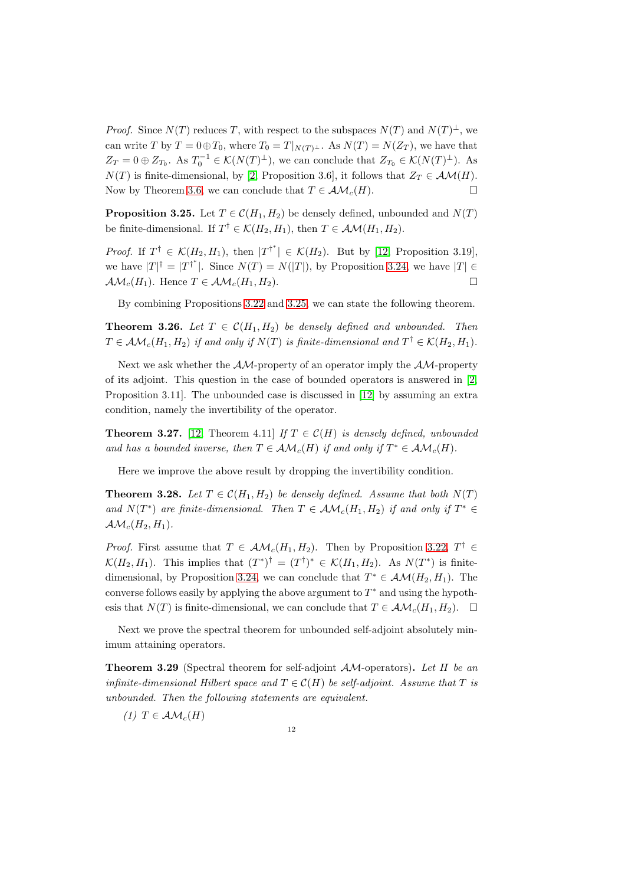*Proof.* Since $N(T)$ reduces $T$, with respect to the subspaces $N(T)$ and $N(T)^{\perp}$, we can write $T$ by $T = 0 \oplus T_0$, where $T_0 = T|_{N(T)^{\perp}}$. As $N(T) = N(Z_T)$, we have that $Z_T = 0 \oplus Z_{T_0}$. As $T_0^{-1} \in \mathcal{K}(N(T)^{\perp})$, we can conclude that $Z_{T_0} \in \mathcal{K}(N(T)^{\perp})$. As $N(T)$ is finite-dimensional, by [2, Proposition 3.6], it follows that $Z_T \in \mathcal{AM}(H)$. Now by Theorem 3.6, we can conclude that $T \in \mathcal{AM}_c(H)$. $\square$

**Proposition 3.25.** Let $T \in \mathcal{C}(H_1, H_2)$ be densely defined, unbounded and $N(T)$ be finite-dimensional. If $T^{\dagger} \in \mathcal{K}(H_2, H_1)$, then $T \in \mathcal{AM}(H_1, H_2)$.

*Proof.* If $T^{\dagger} \in \mathcal{K}(H_2, H_1)$, then $|T^{\dagger^*}| \in \mathcal{K}(H_2)$. But by [12, Proposition 3.19], we have $|T|^{\dagger} = |T^{\dagger^*}|$. Since $N(T) = N(|T|)$, by Proposition 3.24, we have $|T| \in \mathcal{AM}_c(H_1)$. Hence $T \in \mathcal{AM}_c(H_1, H_2)$. $\square$

By combining Propositions 3.22 and 3.25, we can state the following theorem.

**Theorem 3.26.** *Let $T \in \mathcal{C}(H_1, H_2)$ be densely defined and unbounded. Then $T \in \mathcal{AM}_c(H_1, H_2)$ if and only if $N(T)$ is finite-dimensional and $T^{\dagger} \in \mathcal{K}(H_2, H_1)$.*

Next we ask whether the $\mathcal{AM}$-property of an operator imply the $\mathcal{AM}$-property of its adjoint. This question in the case of bounded operators is answered in [2, Proposition 3.11]. The unbounded case is discussed in [12] by assuming an extra condition, namely the invertibility of the operator.

**Theorem 3.27.** [12, Theorem 4.11] *If $T \in \mathcal{C}(H)$ is densely defined, unbounded and has a bounded inverse, then $T \in \mathcal{AM}_c(H)$ if and only if $T^* \in \mathcal{AM}_c(H)$.*

Here we improve the above result by dropping the invertibility condition.

**Theorem 3.28.** *Let $T \in \mathcal{C}(H_1, H_2)$ be densely defined. Assume that both $N(T)$ and $N(T^*)$ are finite-dimensional. Then $T \in \mathcal{AM}_c(H_1, H_2)$ if and only if $T^* \in \mathcal{AM}_c(H_2, H_1)$.*

*Proof.* First assume that $T \in \mathcal{AM}_c(H_1, H_2)$. Then by Proposition 3.22, $T^{\dagger} \in \mathcal{K}(H_2, H_1)$. This implies that $(T^*)^{\dagger} = (T^{\dagger})^* \in \mathcal{K}(H_1, H_2)$. As $N(T^*)$ is finite-dimensional, by Proposition 3.24, we can conclude that $T^* \in \mathcal{AM}(H_2, H_1)$. The converse follows easily by applying the above argument to $T^*$ and using the hypothesis that $N(T)$ is finite-dimensional, we can conclude that $T \in \mathcal{AM}_c(H_1, H_2)$. $\square$

Next we prove the spectral theorem for unbounded self-adjoint absolutely minimum attaining operators.

**Theorem 3.29** (Spectral theorem for self-adjoint $\mathcal{AM}$-operators)**.** *Let $H$ be an infinite-dimensional Hilbert space and $T \in \mathcal{C}(H)$ be self-adjoint. Assume that $T$ is unbounded. Then the following statements are equivalent.*

*(1) $T \in \mathcal{AM}_c(H)$*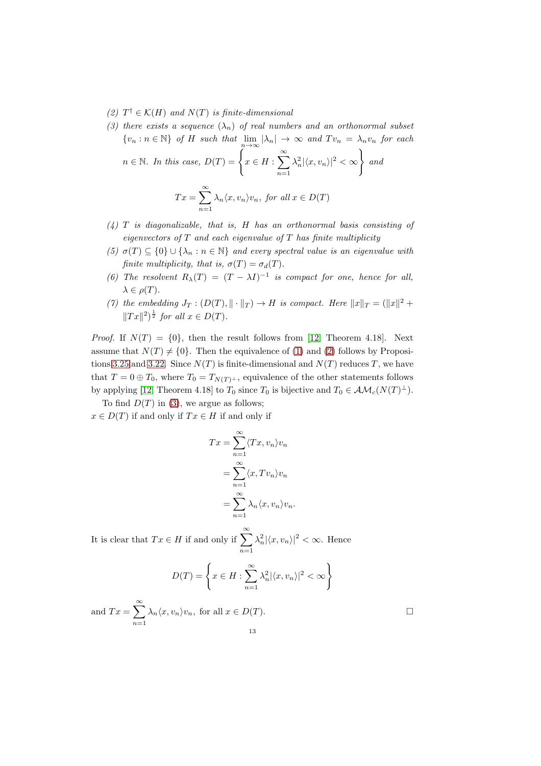*(2) $T^\dagger \in \mathcal{K}(H)$ and $N(T)$ is finite-dimensional*

*(3) there exists a sequence $(\lambda_n)$ of real numbers and an orthonormal subset $\{v_n : n \in \mathbb{N}\}$ of $H$ such that $\lim\limits_{n\to\infty} |\lambda_n| \to \infty$ and $Tv_n = \lambda_n v_n$ for each $n \in \mathbb{N}$. In this case, $D(T) = \left\{ x \in H : \sum\limits_{n=1}^{\infty} \lambda_n^2 |\langle x, v_n\rangle|^2 < \infty \right\}$ and*

$$Tx = \sum_{n=1}^{\infty} \lambda_n \langle x, v_n\rangle v_n, \text{ for all } x \in D(T)$$

*(4) $T$ is diagonalizable, that is, $H$ has an orthonormal basis consisting of eigenvectors of $T$ and each eigenvalue of $T$ has finite multiplicity*

*(5) $\sigma(T) \subseteq \{0\} \cup \{\lambda_n : n \in \mathbb{N}\}$ and every spectral value is an eigenvalue with finite multiplicity, that is, $\sigma(T) = \sigma_d(T)$.*

*(6) The resolvent $R_\lambda(T) = (T - \lambda I)^{-1}$ is compact for one, hence for all, $\lambda \in \rho(T)$.*

*(7) the embedding $J_T : (D(T), \|\cdot\|_T) \to H$ is compact. Here $\|x\|_T = (\|x\|^2 + \|Tx\|^2)^{\frac{1}{2}}$ for all $x \in D(T)$.*

*Proof.* If $N(T) = \{0\}$, then the result follows from [12, Theorem 4.18]. Next assume that $N(T) \neq \{0\}$. Then the equivalence of (1) and (2) follows by Propositions 3.25 and 3.22. Since $N(T)$ is finite-dimensional and $N(T)$ reduces $T$, we have that $T = 0 \oplus T_0$, where $T_0 = T_{N(T)^\perp}$, equivalence of the other statements follows by applying [12, Theorem 4.18] to $T_0$ since $T_0$ is bijective and $T_0 \in \mathcal{AM}_c(N(T)^\perp)$.

To find $D(T)$ in (3), we argue as follows;
$x \in D(T)$ if and only if $Tx \in H$ if and only if

$$\begin{aligned} Tx &= \sum_{n=1}^{\infty} \langle Tx, v_n\rangle v_n \\ &= \sum_{n=1}^{\infty} \langle x, Tv_n\rangle v_n \\ &= \sum_{n=1}^{\infty} \lambda_n \langle x, v_n\rangle v_n. \end{aligned}$$

It is clear that $Tx \in H$ if and only if $\sum\limits_{n=1}^{\infty} \lambda_n^2 |\langle x, v_n\rangle|^2 < \infty$. Hence

$$D(T) = \left\{ x \in H : \sum_{n=1}^{\infty} \lambda_n^2 |\langle x, v_n\rangle|^2 < \infty \right\}$$

and $Tx = \sum\limits_{n=1}^{\infty} \lambda_n \langle x, v_n\rangle v_n$, for all $x \in D(T)$. □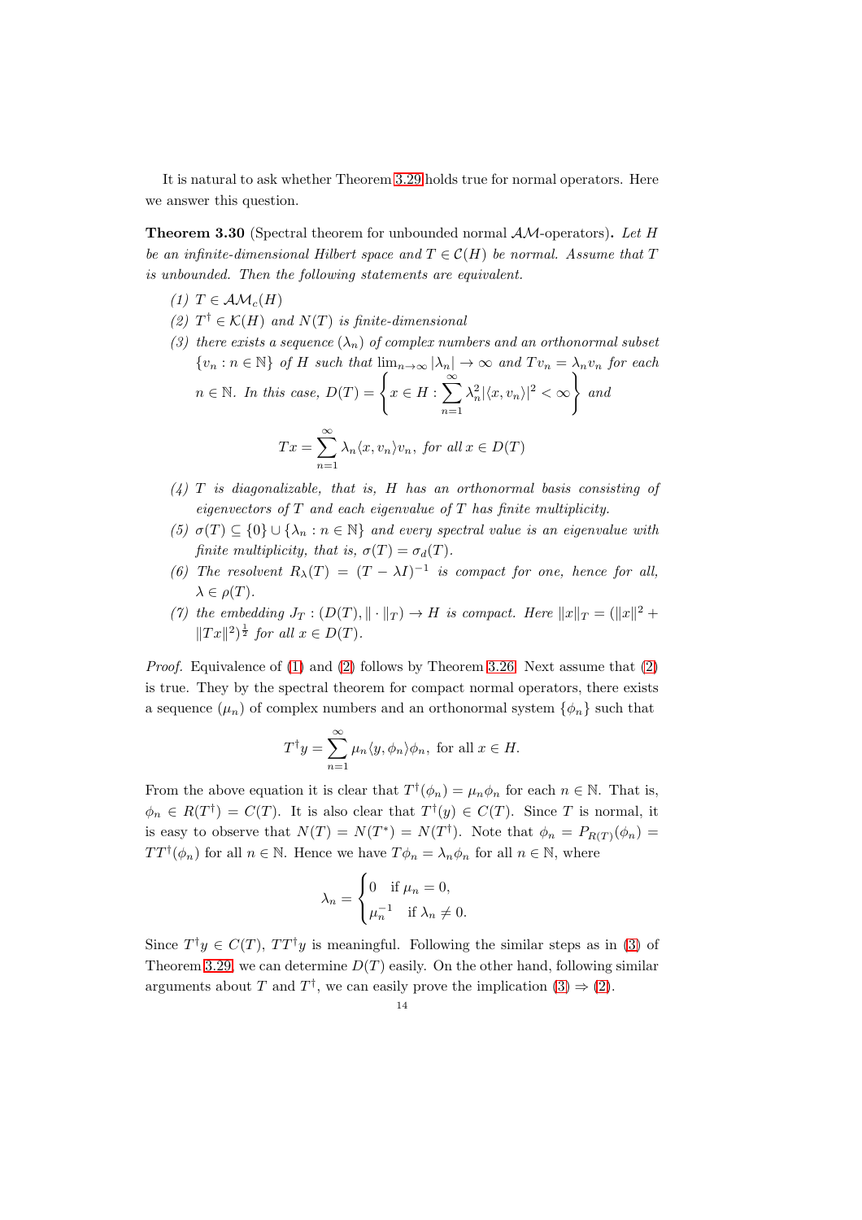It is natural to ask whether Theorem 3.29 holds true for normal operators. Here we answer this question.

**Theorem 3.30** (Spectral theorem for unbounded normal $\mathcal{AM}$-operators)**.** *Let $H$ be an infinite-dimensional Hilbert space and $T \in \mathcal{C}(H)$ be normal. Assume that $T$ is unbounded. Then the following statements are equivalent.*

*(1) $T \in \mathcal{AM}_c(H)$*

*(2) $T^\dagger \in \mathcal{K}(H)$ and $N(T)$ is finite-dimensional*

*(3) there exists a sequence $(\lambda_n)$ of complex numbers and an orthonormal subset $\{v_n : n \in \mathbb{N}\}$ of $H$ such that $\lim_{n\to\infty} |\lambda_n| \to \infty$ and $Tv_n = \lambda_n v_n$ for each $n \in \mathbb{N}$. In this case, $D(T) = \left\{ x \in H : \sum_{n=1}^{\infty} \lambda_n^2 |\langle x, v_n\rangle|^2 < \infty \right\}$ and*

$$Tx = \sum_{n=1}^{\infty} \lambda_n \langle x, v_n\rangle v_n, \text{ for all } x \in D(T)$$

*(4) $T$ is diagonalizable, that is, $H$ has an orthonormal basis consisting of eigenvectors of $T$ and each eigenvalue of $T$ has finite multiplicity.*

*(5) $\sigma(T) \subseteq \{0\} \cup \{\lambda_n : n \in \mathbb{N}\}$ and every spectral value is an eigenvalue with finite multiplicity, that is, $\sigma(T) = \sigma_d(T)$.*

*(6) The resolvent $R_\lambda(T) = (T - \lambda I)^{-1}$ is compact for one, hence for all, $\lambda \in \rho(T)$.*

*(7) the embedding $J_T : (D(T), \|\cdot\|_T) \to H$ is compact. Here $\|x\|_T = (\|x\|^2 + \|Tx\|^2)^{\frac{1}{2}}$ for all $x \in D(T)$.*

*Proof.* Equivalence of (1) and (2) follows by Theorem 3.26. Next assume that (2) is true. They by the spectral theorem for compact normal operators, there exists a sequence $(\mu_n)$ of complex numbers and an orthonormal system $\{\phi_n\}$ such that

$$T^\dagger y = \sum_{n=1}^{\infty} \mu_n \langle y, \phi_n\rangle \phi_n, \text{ for all } x \in H.$$

From the above equation it is clear that $T^\dagger(\phi_n) = \mu_n \phi_n$ for each $n \in \mathbb{N}$. That is, $\phi_n \in R(T^\dagger) = C(T)$. It is also clear that $T^\dagger(y) \in C(T)$. Since $T$ is normal, it is easy to observe that $N(T) = N(T^*) = N(T^\dagger)$. Note that $\phi_n = P_{R(T)}(\phi_n) = TT^\dagger(\phi_n)$ for all $n \in \mathbb{N}$. Hence we have $T\phi_n = \lambda_n \phi_n$ for all $n \in \mathbb{N}$, where

$$\lambda_n = \begin{cases} 0 & \text{if } \mu_n = 0, \\ \mu_n^{-1} & \text{if } \lambda_n \neq 0. \end{cases}$$

Since $T^\dagger y \in C(T)$, $TT^\dagger y$ is meaningful. Following the similar steps as in (3) of Theorem 3.29, we can determine $D(T)$ easily. On the other hand, following similar arguments about $T$ and $T^\dagger$, we can easily prove the implication (3) $\Rightarrow$ (2).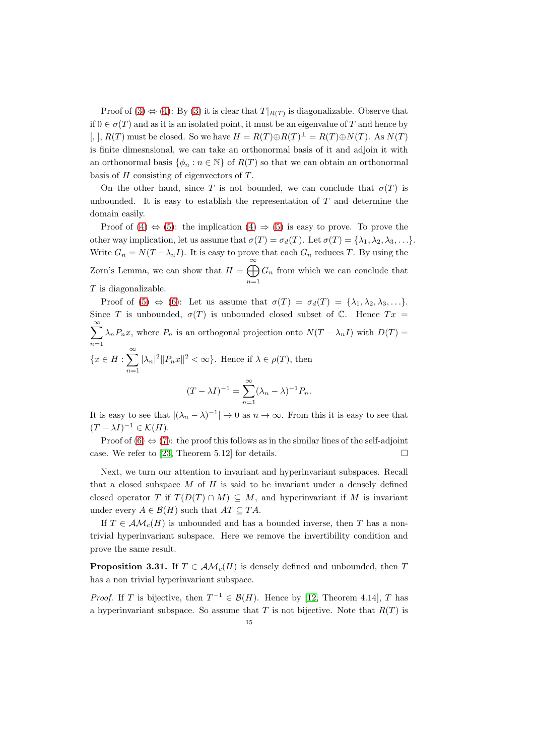Proof of (3) ⇔ (4): By (3) it is clear that $T|_{R(T)}$ is diagonalizable. Observe that if $0 \in \sigma(T)$ and as it is an isolated point, it must be an eigenvalue of $T$ and hence by [, ], $R(T)$ must be closed. So we have $H = R(T) \oplus R(T)^{\perp} = R(T) \oplus N(T)$. As $N(T)$ is finite dimesnsional, we can take an orthonormal basis of it and adjoin it with an orthonormal basis $\{\phi_n : n \in \mathbb{N}\}$ of $R(T)$ so that we can obtain an orthonormal basis of $H$ consisting of eigenvectors of $T$.

On the other hand, since $T$ is not bounded, we can conclude that $\sigma(T)$ is unbounded. It is easy to establish the representation of $T$ and determine the domain easily.

Proof of (4) ⇔ (5): the implication (4) ⇒ (5) is easy to prove. To prove the other way implication, let us assume that $\sigma(T) = \sigma_d(T)$. Let $\sigma(T) = \{\lambda_1, \lambda_2, \lambda_3, \ldots\}$. Write $G_n = N(T - \lambda_n I)$. It is easy to prove that each $G_n$ reduces $T$. By using the Zorn's Lemma, we can show that $H = \bigoplus_{n=1}^{\infty} G_n$ from which we can conclude that $T$ is diagonalizable.

Proof of (5) ⇔ (6): Let us assume that $\sigma(T) = \sigma_d(T) = \{\lambda_1, \lambda_2, \lambda_3, \ldots\}$. Since $T$ is unbounded, $\sigma(T)$ is unbounded closed subset of $\mathbb{C}$. Hence $Tx = \sum_{n=1}^{\infty} \lambda_n P_n x$, where $P_n$ is an orthogonal projection onto $N(T - \lambda_n I)$ with $D(T) = \{x \in H : \sum_{n=1}^{\infty} |\lambda_n|^2 \|P_n x\|^2 < \infty\}$. Hence if $\lambda \in \rho(T)$, then

$$(T - \lambda I)^{-1} = \sum_{n=1}^{\infty} (\lambda_n - \lambda)^{-1} P_n.$$

It is easy to see that $|(\lambda_n - \lambda)^{-1}| \to 0$ as $n \to \infty$. From this it is easy to see that $(T - \lambda I)^{-1} \in \mathcal{K}(H)$.

Proof of (6) ⇔ (7): the proof this follows as in the similar lines of the self-adjoint case. We refer to [23, Theorem 5.12] for details. □

Next, we turn our attention to invariant and hyperinvariant subspaces. Recall that a closed subspace $M$ of $H$ is said to be invariant under a densely defined closed operator $T$ if $T(D(T) \cap M) \subseteq M$, and hyperinvariant if $M$ is invariant under every $A \in \mathcal{B}(H)$ such that $AT \subseteq TA$.

If $T \in \mathcal{AM}_c(H)$ is unbounded and has a bounded inverse, then $T$ has a non-trivial hyperinvariant subspace. Here we remove the invertibility condition and prove the same result.

**Proposition 3.31.** *If $T \in \mathcal{AM}_c(H)$ is densely defined and unbounded, then $T$ has a non trivial hyperinvariant subspace.*

*Proof.* If $T$ is bijective, then $T^{-1} \in \mathcal{B}(H)$. Hence by [12, Theorem 4.14], $T$ has a hyperinvariant subspace. So assume that $T$ is not bijective. Note that $R(T)$ is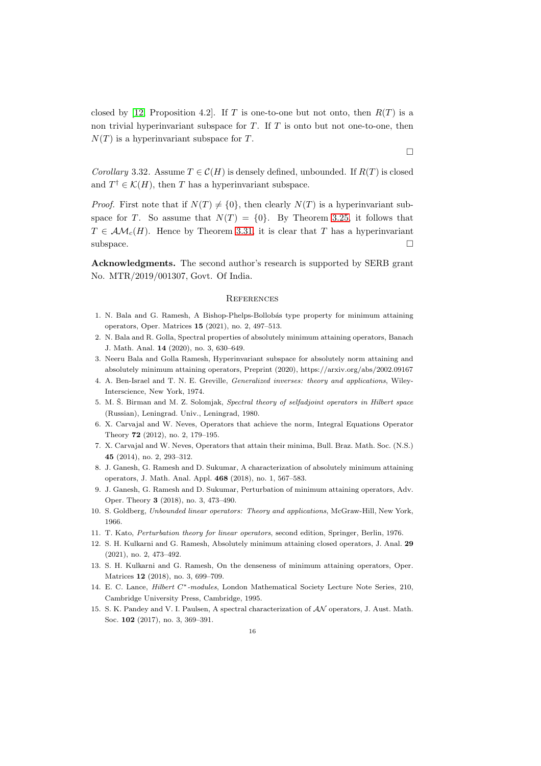closed by [12, Proposition 4.2]. If $T$ is one-to-one but not onto, then $R(T)$ is a non trivial hyperinvariant subspace for $T$. If $T$ is onto but not one-to-one, then $N(T)$ is a hyperinvariant subspace for $T$.

$\square$

*Corollary* 3.32. Assume $T \in \mathcal{C}(H)$ is densely defined, unbounded. If $R(T)$ is closed and $T^\dagger \in \mathcal{K}(H)$, then $T$ has a hyperinvariant subspace.

*Proof.* First note that if $N(T) \neq \{0\}$, then clearly $N(T)$ is a hyperinvariant subspace for $T$. So assume that $N(T) = \{0\}$. By Theorem 3.25, it follows that $T \in \mathcal{AM}_c(H)$. Hence by Theorem 3.31, it is clear that $T$ has a hyperinvariant subspace. $\square$

**Acknowledgments.** The second author's research is supported by SERB grant No. MTR/2019/001307, Govt. Of India.

## References

1. N. Bala and G. Ramesh, A Bishop-Phelps-Bollobás type property for minimum attaining operators, Oper. Matrices **15** (2021), no. 2, 497–513.
2. N. Bala and R. Golla, Spectral properties of absolutely minimum attaining operators, Banach J. Math. Anal. **14** (2020), no. 3, 630–649.
3. Neeru Bala and Golla Ramesh, Hyperinvariant subspace for absolutely norm attaining and absolutely minimum attaining operators, Preprint (2020), https://arxiv.org/abs/2002.09167
4. A. Ben-Israel and T. N. E. Greville, *Generalized inverses: theory and applications*, Wiley-Interscience, New York, 1974.
5. M. Š. Birman and M. Z. Solomjak, *Spectral theory of selfadjoint operators in Hilbert space* (Russian), Leningrad. Univ., Leningrad, 1980.
6. X. Carvajal and W. Neves, Operators that achieve the norm, Integral Equations Operator Theory **72** (2012), no. 2, 179–195.
7. X. Carvajal and W. Neves, Operators that attain their minima, Bull. Braz. Math. Soc. (N.S.) **45** (2014), no. 2, 293–312.
8. J. Ganesh, G. Ramesh and D. Sukumar, A characterization of absolutely minimum attaining operators, J. Math. Anal. Appl. **468** (2018), no. 1, 567–583.
9. J. Ganesh, G. Ramesh and D. Sukumar, Perturbation of minimum attaining operators, Adv. Oper. Theory **3** (2018), no. 3, 473–490.
10. S. Goldberg, *Unbounded linear operators: Theory and applications*, McGraw-Hill, New York, 1966.
11. T. Kato, *Perturbation theory for linear operators*, second edition, Springer, Berlin, 1976.
12. S. H. Kulkarni and G. Ramesh, Absolutely minimum attaining closed operators, J. Anal. **29** (2021), no. 2, 473–492.
13. S. H. Kulkarni and G. Ramesh, On the denseness of minimum attaining operators, Oper. Matrices **12** (2018), no. 3, 699–709.
14. E. C. Lance, *Hilbert $C^*$-modules*, London Mathematical Society Lecture Note Series, 210, Cambridge University Press, Cambridge, 1995.
15. S. K. Pandey and V. I. Paulsen, A spectral characterization of $\mathcal{AN}$ operators, J. Aust. Math. Soc. **102** (2017), no. 3, 369–391.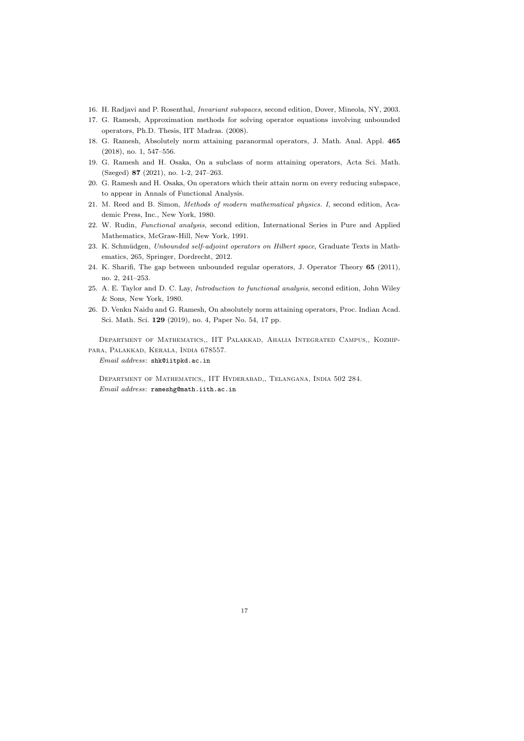16. H. Radjavi and P. Rosenthal, *Invariant subspaces*, second edition, Dover, Mineola, NY, 2003.
17. G. Ramesh, Approximation methods for solving operator equations involving unbounded operators, Ph.D. Thesis, IIT Madras. (2008).
18. G. Ramesh, Absolutely norm attaining paranormal operators, J. Math. Anal. Appl. **465** (2018), no. 1, 547–556.
19. G. Ramesh and H. Osaka, On a subclass of norm attaining operators, Acta Sci. Math. (Szeged) **87** (2021), no. 1-2, 247–263.
20. G. Ramesh and H. Osaka, On operators which their attain norm on every reducing subspace, to appear in Annals of Functional Analysis.
21. M. Reed and B. Simon, *Methods of modern mathematical physics. I*, second edition, Academic Press, Inc., New York, 1980.
22. W. Rudin, *Functional analysis*, second edition, International Series in Pure and Applied Mathematics, McGraw-Hill, New York, 1991.
23. K. Schmüdgen, *Unbounded self-adjoint operators on Hilbert space*, Graduate Texts in Mathematics, 265, Springer, Dordrecht, 2012.
24. K. Sharifi, The gap between unbounded regular operators, J. Operator Theory **65** (2011), no. 2, 241–253.
25. A. E. Taylor and D. C. Lay, *Introduction to functional analysis*, second edition, John Wiley & Sons, New York, 1980.
26. D. Venku Naidu and G. Ramesh, On absolutely norm attaining operators, Proc. Indian Acad. Sci. Math. Sci. **129** (2019), no. 4, Paper No. 54, 17 pp.

Department of Mathematics,, IIT Palakkad, Ahalia Integrated Campus,, Kozhippara, Palakkad, Kerala, India 678557.

*Email address*: shk@iitpkd.ac.in

Department of Mathematics,, IIT Hyderabad,, Telangana, India 502 284.

*Email address*: rameshg@math.iith.ac.in